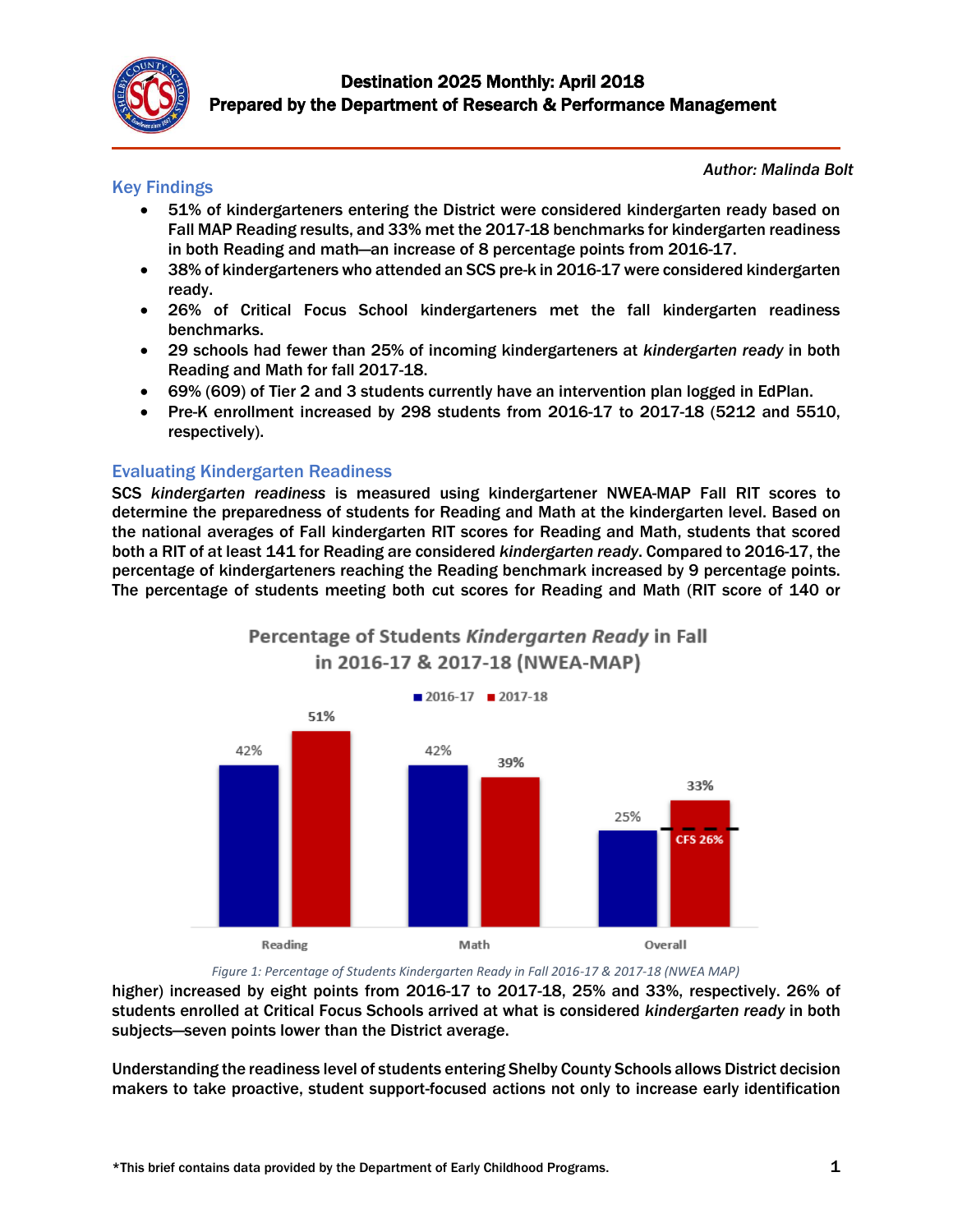# Destination 2025 Monthly: April 2018
## Prepared by the Department of Research & Performance Management

*Author: Malinda Bolt*

## Key Findings

- 51% of kindergarteners entering the District were considered kindergarten ready based on Fall MAP Reading results, and 33% met the 2017-18 benchmarks for kindergarten readiness in both Reading and math—an increase of 8 percentage points from 2016-17.
- 38% of kindergarteners who attended an SCS pre-k in 2016-17 were considered kindergarten ready.
- 26% of Critical Focus School kindergarteners met the fall kindergarten readiness benchmarks.
- 29 schools had fewer than 25% of incoming kindergarteners at *kindergarten ready* in both Reading and Math for fall 2017-18.
- 69% (609) of Tier 2 and 3 students currently have an intervention plan logged in EdPlan.
- Pre-K enrollment increased by 298 students from 2016-17 to 2017-18 (5212 and 5510, respectively).

## Evaluating Kindergarten Readiness

SCS *kindergarten readiness* is measured using kindergartener NWEA-MAP Fall RIT scores to determine the preparedness of students for Reading and Math at the kindergarten level. Based on the national averages of Fall kindergarten RIT scores for Reading and Math, students that scored both a RIT of at least 141 for Reading are considered *kindergarten ready*. Compared to 2016-17, the percentage of kindergarteners reaching the Reading benchmark increased by 9 percentage points. The percentage of students meeting both cut scores for Reading and Math (RIT score of 140 or

**Percentage of Students *Kindergarten Ready* in Fall in 2016-17 & 2017-18 (NWEA-MAP)**

| | 2016-17 | 2017-18 |
|---|---|---|
| Reading | 42% | 51% |
| Math | 42% | 39% |
| Overall | 25% | 33% |

CFS 26%

*Figure 1: Percentage of Students Kindergarten Ready in Fall 2016-17 & 2017-18 (NWEA MAP)*

higher) increased by eight points from 2016-17 to 2017-18, 25% and 33%, respectively. 26% of students enrolled at Critical Focus Schools arrived at what is considered *kindergarten ready* in both subjects—seven points lower than the District average.

Understanding the readiness level of students entering Shelby County Schools allows District decision makers to take proactive, student support-focused actions not only to increase early identification

*This brief contains data provided by the Department of Early Childhood Programs.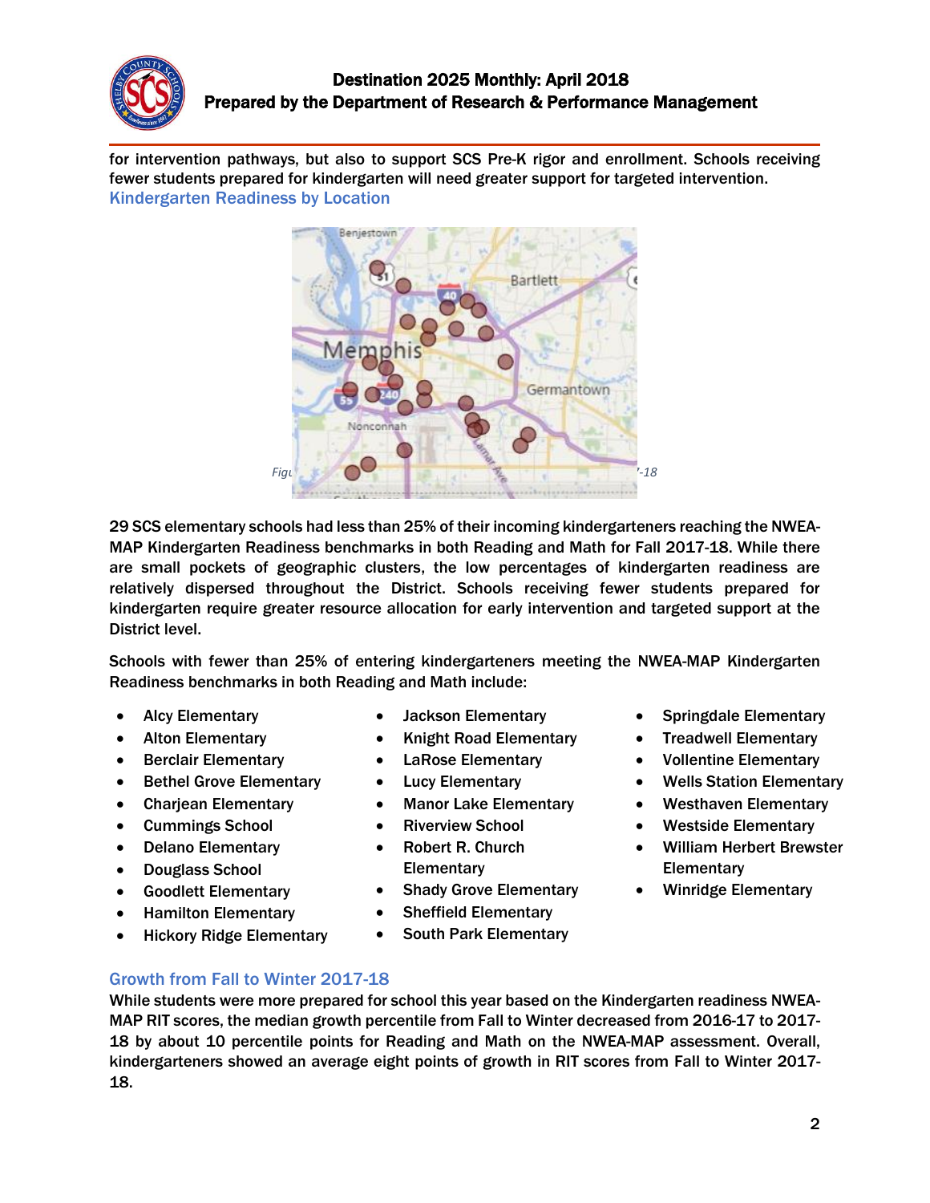for intervention pathways, but also to support SCS Pre-K rigor and enrollment. Schools receiving fewer students prepared for kindergarten will need greater support for targeted intervention.

### Kindergarten Readiness by Location

*Figu... -18*

29 SCS elementary schools had less than 25% of their incoming kindergarteners reaching the NWEA-MAP Kindergarten Readiness benchmarks in both Reading and Math for Fall 2017-18. While there are small pockets of geographic clusters, the low percentages of kindergarten readiness are relatively dispersed throughout the District. Schools receiving fewer students prepared for kindergarten require greater resource allocation for early intervention and targeted support at the District level.

Schools with fewer than 25% of entering kindergarteners meeting the NWEA-MAP Kindergarten Readiness benchmarks in both Reading and Math include:

- Alcy Elementary
- Alton Elementary
- Berclair Elementary
- Bethel Grove Elementary
- Charjean Elementary
- Cummings School
- Delano Elementary
- Douglass School
- Goodlett Elementary
- Hamilton Elementary
- Hickory Ridge Elementary
- Jackson Elementary
- Knight Road Elementary
- LaRose Elementary
- Lucy Elementary
- Manor Lake Elementary
- Riverview School
- Robert R. Church Elementary
- Shady Grove Elementary
- Sheffield Elementary
- South Park Elementary
- Springdale Elementary
- Treadwell Elementary
- Vollentine Elementary
- Wells Station Elementary
- Westhaven Elementary
- Westside Elementary
- William Herbert Brewster Elementary
- Winridge Elementary

### Growth from Fall to Winter 2017-18

While students were more prepared for school this year based on the Kindergarten readiness NWEA-MAP RIT scores, the median growth percentile from Fall to Winter decreased from 2016-17 to 2017-18 by about 10 percentile points for Reading and Math on the NWEA-MAP assessment. Overall, kindergarteners showed an average eight points of growth in RIT scores from Fall to Winter 2017-18.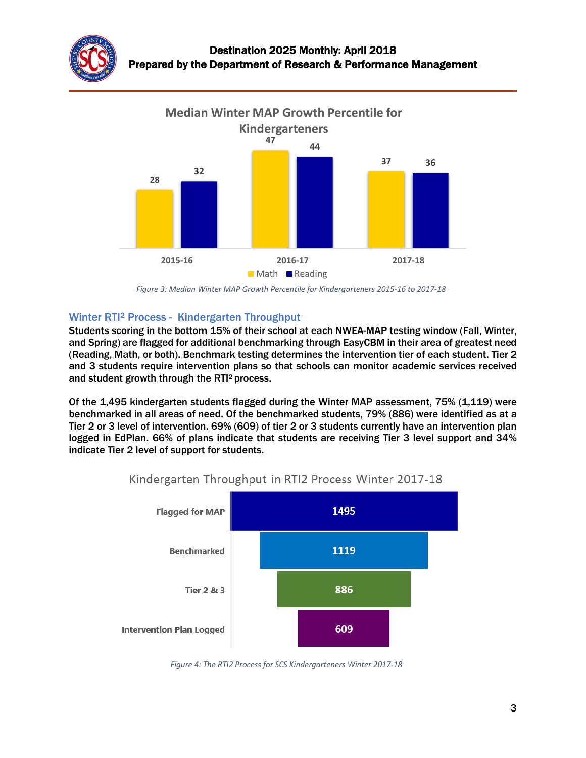**Median Winter MAP Growth Percentile for Kindergarteners**

| | Math | Reading |
|---|---|---|
| 2015-16 | 28 | 32 |
| 2016-17 | 47 | 44 |
| 2017-18 | 37 | 36 |

*Figure 3: Median Winter MAP Growth Percentile for Kindergarteners 2015-16 to 2017-18*

## Winter RTI² Process - Kindergarten Throughput

Students scoring in the bottom 15% of their school at each NWEA-MAP testing window (Fall, Winter, and Spring) are flagged for additional benchmarking through EasyCBM in their area of greatest need (Reading, Math, or both). Benchmark testing determines the intervention tier of each student. Tier 2 and 3 students require intervention plans so that schools can monitor academic services received and student growth through the RTI² process.

Of the 1,495 kindergarten students flagged during the Winter MAP assessment, 75% (1,119) were benchmarked in all areas of need. Of the benchmarked students, 79% (886) were identified as at a Tier 2 or 3 level of intervention. 69% (609) of tier 2 or 3 students currently have an intervention plan logged in EdPlan. 66% of plans indicate that students are receiving Tier 3 level support and 34% indicate Tier 2 level of support for students.

**Kindergarten Throughput in RTI2 Process Winter 2017-18**

| Stage | Students |
|---|---|
| Flagged for MAP | 1495 |
| Benchmarked | 1119 |
| Tier 2 & 3 | 886 |
| Intervention Plan Logged | 609 |

*Figure 4: The RTI2 Process for SCS Kindergarteners Winter 2017-18*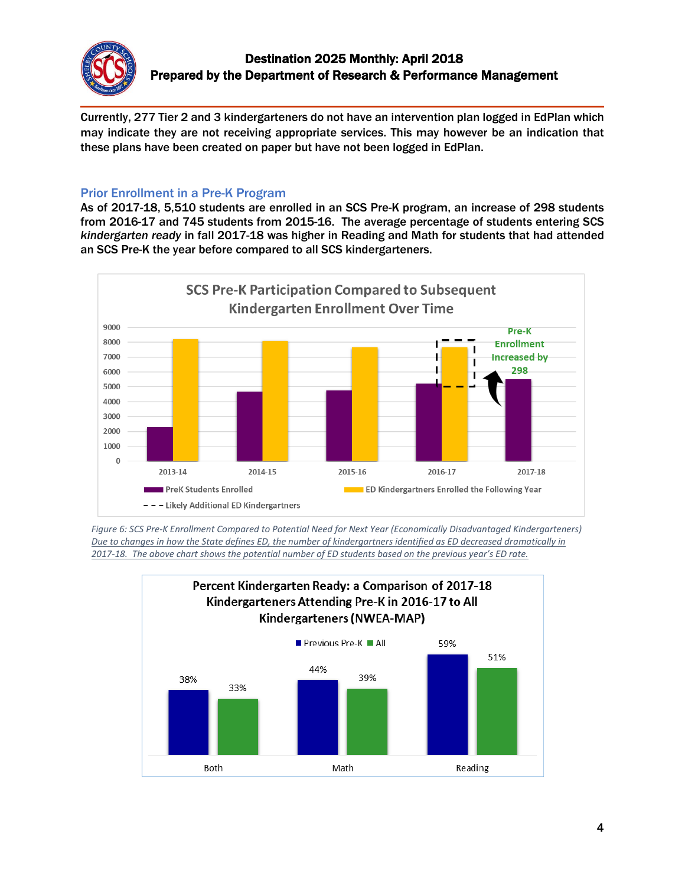Currently, 277 Tier 2 and 3 kindergarteners do not have an intervention plan logged in EdPlan which may indicate they are not receiving appropriate services. This may however be an indication that these plans have been created on paper but have not been logged in EdPlan.

## Prior Enrollment in a Pre-K Program

As of 2017-18, 5,510 students are enrolled in an SCS Pre-K program, an increase of 298 students from 2016-17 and 745 students from 2015-16. The average percentage of students entering SCS *kindergarten ready* in fall 2017-18 was higher in Reading and Math for students that had attended an SCS Pre-K the year before compared to all SCS kindergarteners.

*Figure 6: SCS Pre-K Enrollment Compared to Potential Need for Next Year (Economically Disadvantaged Kindergarteners)* *Due to changes in how the State defines ED, the number of kindergartners identified as ED decreased dramatically in 2017-18. The above chart shows the potential number of ED students based on the previous year's ED rate.*

**Percent Kindergarten Ready: a Comparison of 2017-18 Kindergarteners Attending Pre-K in 2016-17 to All Kindergarteners (NWEA-MAP)**

| | Previous Pre-K | All |
|---|---|---|
| Both | 38% | 33% |
| Math | 44% | 39% |
| Reading | 59% | 51% |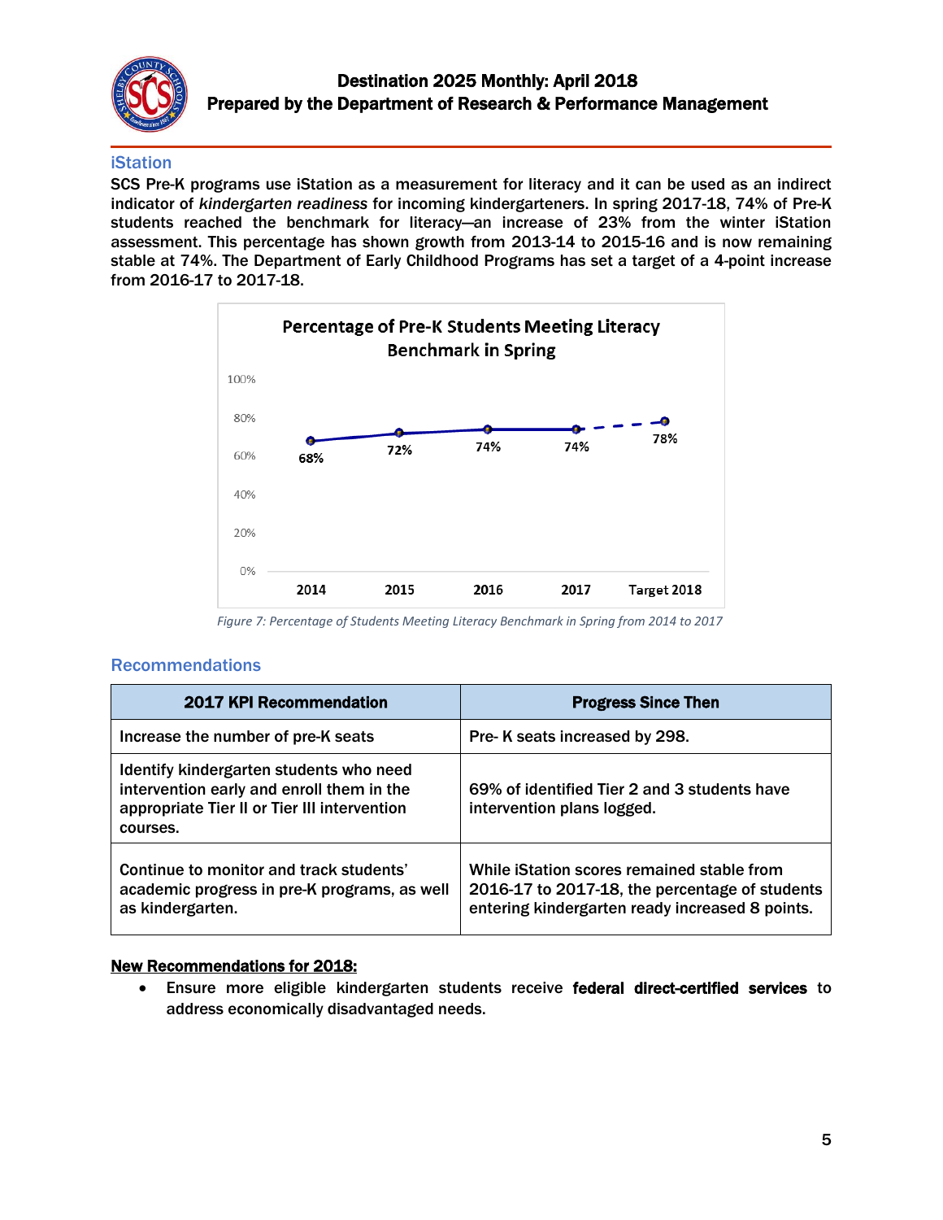Destination 2025 Monthly: April 2018
Prepared by the Department of Research & Performance Management

## iStation

SCS Pre-K programs use iStation as a measurement for literacy and it can be used as an indirect indicator of *kindergarten readiness* for incoming kindergarteners. In spring 2017-18, 74% of Pre-K students reached the benchmark for literacy—an increase of 23% from the winter iStation assessment. This percentage has shown growth from 2013-14 to 2015-16 and is now remaining stable at 74%. The Department of Early Childhood Programs has set a target of a 4-point increase from 2016-17 to 2017-18.

Percentage of Pre-K Students Meeting Literacy Benchmark in Spring

100%
80%
60%
40%
20%
0%

68%
72%
74%
74%
78%

2014
2015
2016
2017
Target 2018

*Figure 7: Percentage of Students Meeting Literacy Benchmark in Spring from 2014 to 2017*

## Recommendations

| 2017 KPI Recommendation | Progress Since Then |
|---|---|
| Increase the number of pre-K seats | Pre- K seats increased by 298. |
| Identify kindergarten students who need intervention early and enroll them in the appropriate Tier II or Tier III intervention courses. | 69% of identified Tier 2 and 3 students have intervention plans logged. |
| Continue to monitor and track students' academic progress in pre-K programs, as well as kindergarten. | While iStation scores remained stable from 2016-17 to 2017-18, the percentage of students entering kindergarten ready increased 8 points. |

**New Recommendations for 2018:**

- Ensure more eligible kindergarten students receive **federal direct-certified services** to address economically disadvantaged needs.